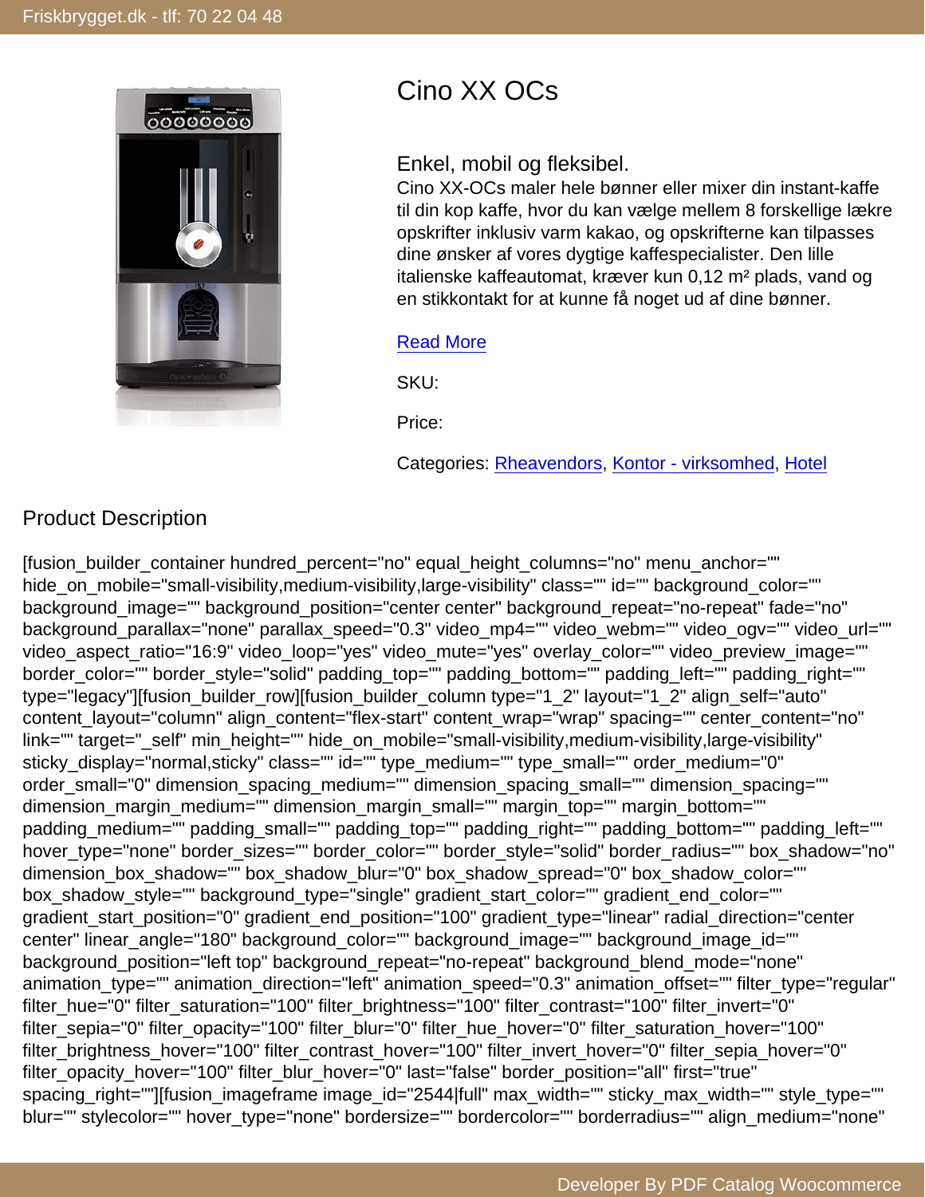# Cino XX OCs

## Enkel, mobil og fleksibel.

Cino XX-OCs maler hele bønner eller mixer din instant-kaffe til din kop kaffe, hvor du kan vælge mellem 8 forskellige lækre opskrifter inklusiv varm kakao, og opskrifterne kan tilpasses dine ønsker af vores dygtige kaffespecialister. Den lille italienske kaffeautomat, kræver kun 0,12 m² plads, vand og en stikkontakt for at kunne få noget ud af dine bønner.

Read More

SKU:

Price:

Categories: Rheavendors, Kontor - virksomhed, Hotel

## Product Description

[fusion_builder_container hundred_percent="no" equal_height_columns="no" menu_anchor="" hide_on_mobile="small-visibility,medium-visibility,large-visibility" class="" id="" background_color="" background_image="" background_position="center center" background_repeat="no-repeat" fade="no" background_parallax="none" parallax_speed="0.3" video_mp4="" video_webm="" video_ogv="" video_url="" video_aspect_ratio="16:9" video_loop="yes" video_mute="yes" overlay_color="" video_preview_image="" border_color="" border_style="solid" padding_top="" padding_bottom="" padding_left="" padding_right="" type="legacy"][fusion_builder_row][fusion_builder_column type="1_2" layout="1_2" align_self="auto" content_layout="column" align_content="flex-start" content_wrap="wrap" spacing="" center_content="no" link="" target="_self" min_height="" hide_on_mobile="small-visibility,medium-visibility,large-visibility" sticky_display="normal,sticky" class="" id="" type_medium="" type_small="" order_medium="0" order_small="0" dimension_spacing_medium="" dimension_spacing_small="" dimension_spacing="" dimension_margin_medium="" dimension_margin_small="" margin_top="" margin_bottom="" padding_medium="" padding_small="" padding_top="" padding_right="" padding_bottom="" padding_left="" hover_type="none" border_sizes="" border_color="" border_style="solid" border_radius="" box_shadow="no" dimension_box_shadow="" box_shadow_blur="0" box_shadow_spread="0" box_shadow_color="" box_shadow_style="" background_type="single" gradient_start_color="" gradient_end_color="" gradient_start_position="0" gradient_end_position="100" gradient_type="linear" radial_direction="center center" linear_angle="180" background_color="" background_image="" background_image_id="" background_position="left top" background_repeat="no-repeat" background_blend_mode="none" animation_type="" animation_direction="left" animation_speed="0.3" animation_offset="" filter_type="regular" filter_hue="0" filter_saturation="100" filter_brightness="100" filter_contrast="100" filter_invert="0" filter_sepia="0" filter_opacity="100" filter_blur="0" filter_hue_hover="0" filter_saturation_hover="100" filter_brightness_hover="100" filter_contrast_hover="100" filter_invert_hover="0" filter_sepia_hover="0" filter_opacity_hover="100" filter_blur_hover="0" last="false" border_position="all" first="true" spacing_right=""][fusion_imageframe image_id="2544|full" max_width="" sticky_max_width="" style_type="" blur="" stylecolor="" hover_type="none" bordersize="" bordercolor="" borderradius="" align_medium="none"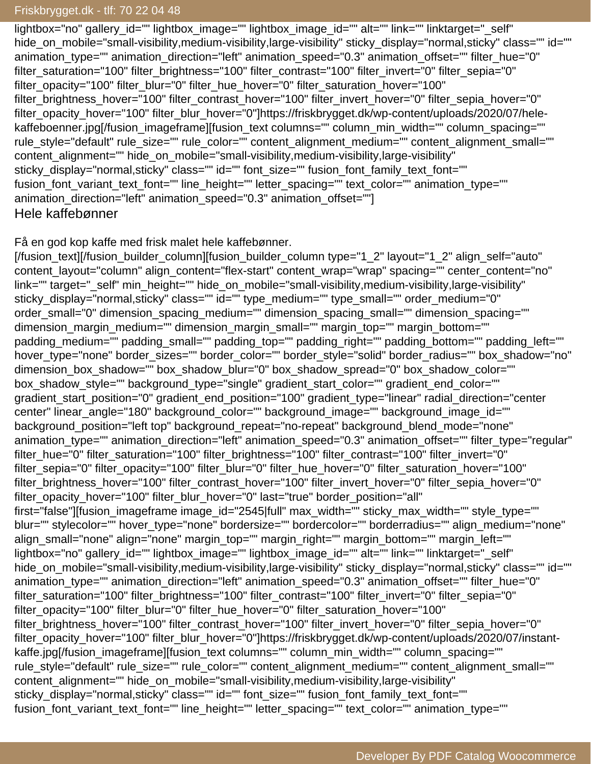lightbox="no" gallery_id="" lightbox_image="" lightbox_image_id="" alt="" link="" linktarget="_self" hide_on_mobile="small-visibility,medium-visibility,large-visibility" sticky_display="normal,sticky" class="" id="" animation_type="" animation_direction="left" animation_speed="0.3" animation_offset="" filter_hue="0" filter_saturation="100" filter_brightness="100" filter_contrast="100" filter_invert="0" filter_sepia="0" filter_opacity="100" filter_blur="0" filter_hue_hover="0" filter_saturation_hover="100" filter_brightness_hover="100" filter_contrast_hover="100" filter_invert_hover="0" filter_sepia_hover="0" filter_opacity_hover="100" filter_blur_hover="0"]https://friskbrygget.dk/wp-content/uploads/2020/07/hele-kaffeboenner.jpg[/fusion_imageframe][fusion_text columns="" column_min_width="" column_spacing="" rule_style="default" rule_size="" rule_color="" content_alignment_medium="" content_alignment_small="" content_alignment="" hide_on_mobile="small-visibility,medium-visibility,large-visibility" sticky_display="normal,sticky" class="" id="" font_size="" fusion_font_family_text_font="" fusion_font_variant_text_font="" line_height="" letter_spacing="" text_color="" animation_type="" animation_direction="left" animation_speed="0.3" animation_offset=""]

Hele kaffebønner

Få en god kop kaffe med frisk malet hele kaffebønner.
[/fusion_text][/fusion_builder_column][fusion_builder_column type="1_2" layout="1_2" align_self="auto" content_layout="column" align_content="flex-start" content_wrap="wrap" spacing="" center_content="no" link="" target="_self" min_height="" hide_on_mobile="small-visibility,medium-visibility,large-visibility" sticky_display="normal,sticky" class="" id="" type_medium="" type_small="" order_medium="0" order_small="0" dimension_spacing_medium="" dimension_spacing_small="" dimension_spacing="" dimension_margin_medium="" dimension_margin_small="" margin_top="" margin_bottom="" padding_medium="" padding_small="" padding_top="" padding_right="" padding_bottom="" padding_left="" hover_type="none" border_sizes="" border_color="" border_style="solid" border_radius="" box_shadow="no" dimension_box_shadow="" box_shadow_blur="0" box_shadow_spread="0" box_shadow_color="" box_shadow_style="" background_type="single" gradient_start_color="" gradient_end_color="" gradient_start_position="0" gradient_end_position="100" gradient_type="linear" radial_direction="center center" linear_angle="180" background_color="" background_image="" background_image_id="" background_position="left top" background_repeat="no-repeat" background_blend_mode="none" animation_type="" animation_direction="left" animation_speed="0.3" animation_offset="" filter_type="regular" filter_hue="0" filter_saturation="100" filter_brightness="100" filter_contrast="100" filter_invert="0" filter_sepia="0" filter_opacity="100" filter_blur="0" filter_hue_hover="0" filter_saturation_hover="100" filter_brightness_hover="100" filter_contrast_hover="100" filter_invert_hover="0" filter_sepia_hover="0" filter_opacity_hover="100" filter_blur_hover="0" last="true" border_position="all" first="false"][fusion_imageframe image_id="2545|full" max_width="" sticky_max_width="" style_type="" blur="" stylecolor="" hover_type="none" bordersize="" bordercolor="" borderradius="" align_medium="none" align_small="none" align="none" margin_top="" margin_right="" margin_bottom="" margin_left="" lightbox="no" gallery_id="" lightbox_image="" lightbox_image_id="" alt="" link="" linktarget="_self" hide_on_mobile="small-visibility,medium-visibility,large-visibility" sticky_display="normal,sticky" class="" id="" animation_type="" animation_direction="left" animation_speed="0.3" animation_offset="" filter_hue="0" filter_saturation="100" filter_brightness="100" filter_contrast="100" filter_invert="0" filter_sepia="0" filter_opacity="100" filter_blur="0" filter_hue_hover="0" filter_saturation_hover="100" filter_brightness_hover="100" filter_contrast_hover="100" filter_invert_hover="0" filter_sepia_hover="0" filter_opacity_hover="100" filter_blur_hover="0"]https://friskbrygget.dk/wp-content/uploads/2020/07/instant-kaffe.jpg[/fusion_imageframe][fusion_text columns="" column_min_width="" column_spacing="" rule_style="default" rule_size="" rule_color="" content_alignment_medium="" content_alignment_small="" content_alignment="" hide_on_mobile="small-visibility,medium-visibility,large-visibility" sticky_display="normal,sticky" class="" id="" font_size="" fusion_font_family_text_font="" fusion_font_variant_text_font="" line_height="" letter_spacing="" text_color="" animation_type=""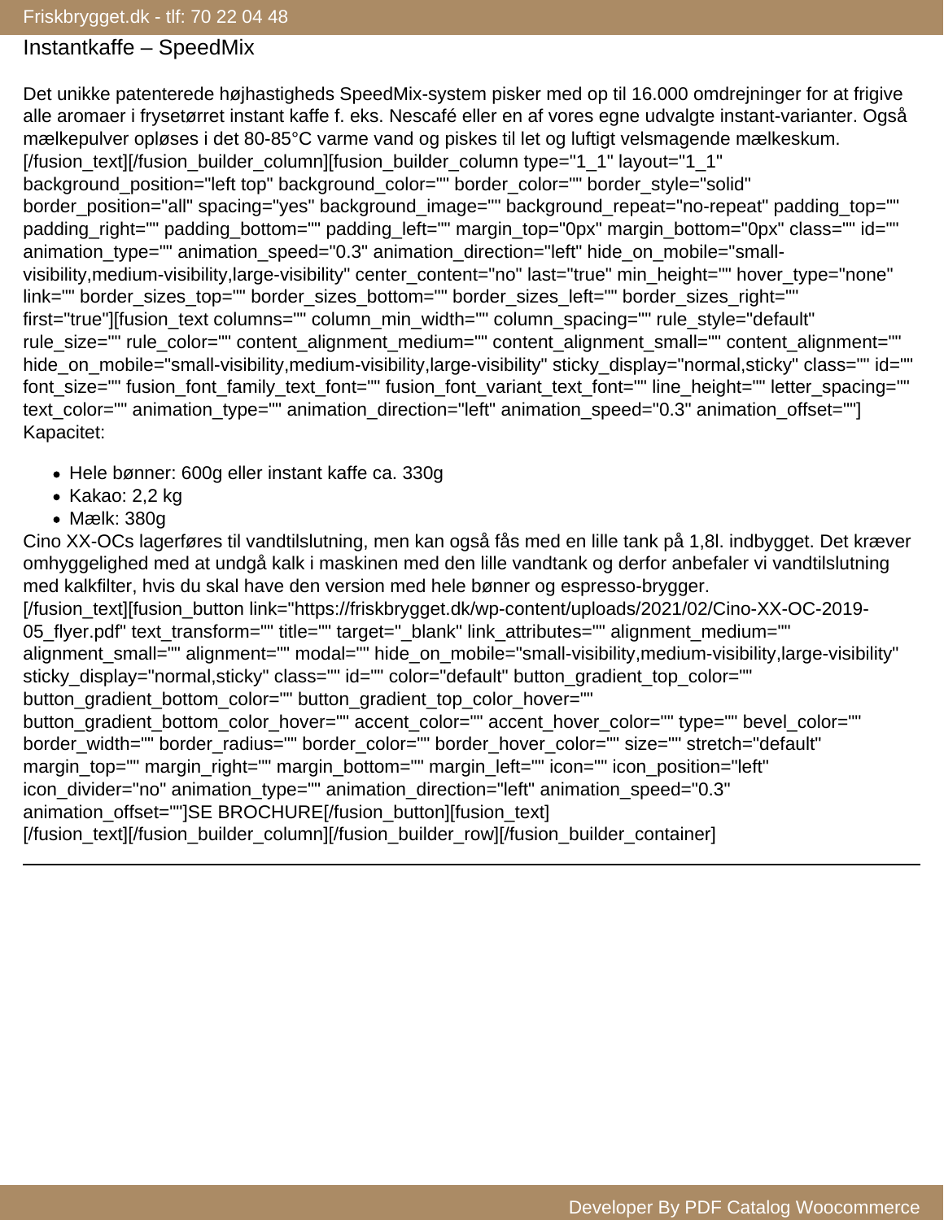Instantkaffe – SpeedMix

Det unikke patenterede højhastigheds SpeedMix-system pisker med op til 16.000 omdrejninger for at frigive alle aromaer i frysetørret instant kaffe f. eks. Nescafé eller en af vores egne udvalgte instant-varianter. Også mælkepulver opløses i det 80-85°C varme vand og piskes til let og luftigt velsmagende mælkeskum. [/fusion_text][/fusion_builder_column][fusion_builder_column type="1_1" layout="1_1" background_position="left top" background_color="" border_color="" border_style="solid" border_position="all" spacing="yes" background_image="" background_repeat="no-repeat" padding_top="" padding_right="" padding_bottom="" padding_left="" margin_top="0px" margin_bottom="0px" class="" id="" animation_type="" animation_speed="0.3" animation_direction="left" hide_on_mobile="small-visibility,medium-visibility,large-visibility" center_content="no" last="true" min_height="" hover_type="none" link="" border_sizes_top="" border_sizes_bottom="" border_sizes_left="" border_sizes_right="" first="true"][fusion_text columns="" column_min_width="" column_spacing="" rule_style="default" rule_size="" rule_color="" content_alignment_medium="" content_alignment_small="" content_alignment="" hide_on_mobile="small-visibility,medium-visibility,large-visibility" sticky_display="normal,sticky" class="" id="" font_size="" fusion_font_family_text_font="" fusion_font_variant_text_font="" line_height="" letter_spacing="" text_color="" animation_type="" animation_direction="left" animation_speed="0.3" animation_offset=""]
Kapacitet:

- Hele bønner: 600g eller instant kaffe ca. 330g
- Kakao: 2,2 kg
- Mælk: 380g

Cino XX-OCs lagerføres til vandtilslutning, men kan også fås med en lille tank på 1,8l. indbygget. Det kræver omhyggelighed med at undgå kalk i maskinen med den lille vandtank og derfor anbefaler vi vandtilslutning med kalkfilter, hvis du skal have den version med hele bønner og espresso-brygger. [/fusion_text][fusion_button link="https://friskbrygget.dk/wp-content/uploads/2021/02/Cino-XX-OC-2019-05_flyer.pdf" text_transform="" title="" target="_blank" link_attributes="" alignment_medium="" alignment_small="" alignment="" modal="" hide_on_mobile="small-visibility,medium-visibility,large-visibility" sticky_display="normal,sticky" class="" id="" color="default" button_gradient_top_color="" button_gradient_bottom_color="" button_gradient_top_color_hover="" button_gradient_bottom_color_hover="" accent_color="" accent_hover_color="" type="" bevel_color="" border_width="" border_radius="" border_color="" border_hover_color="" size="" stretch="default" margin_top="" margin_right="" margin_bottom="" margin_left="" icon="" icon_position="left" icon_divider="no" animation_type="" animation_direction="left" animation_speed="0.3" animation_offset=""]SE BROCHURE[/fusion_button][fusion_text] [/fusion_text][/fusion_builder_column][/fusion_builder_row][/fusion_builder_container]

---